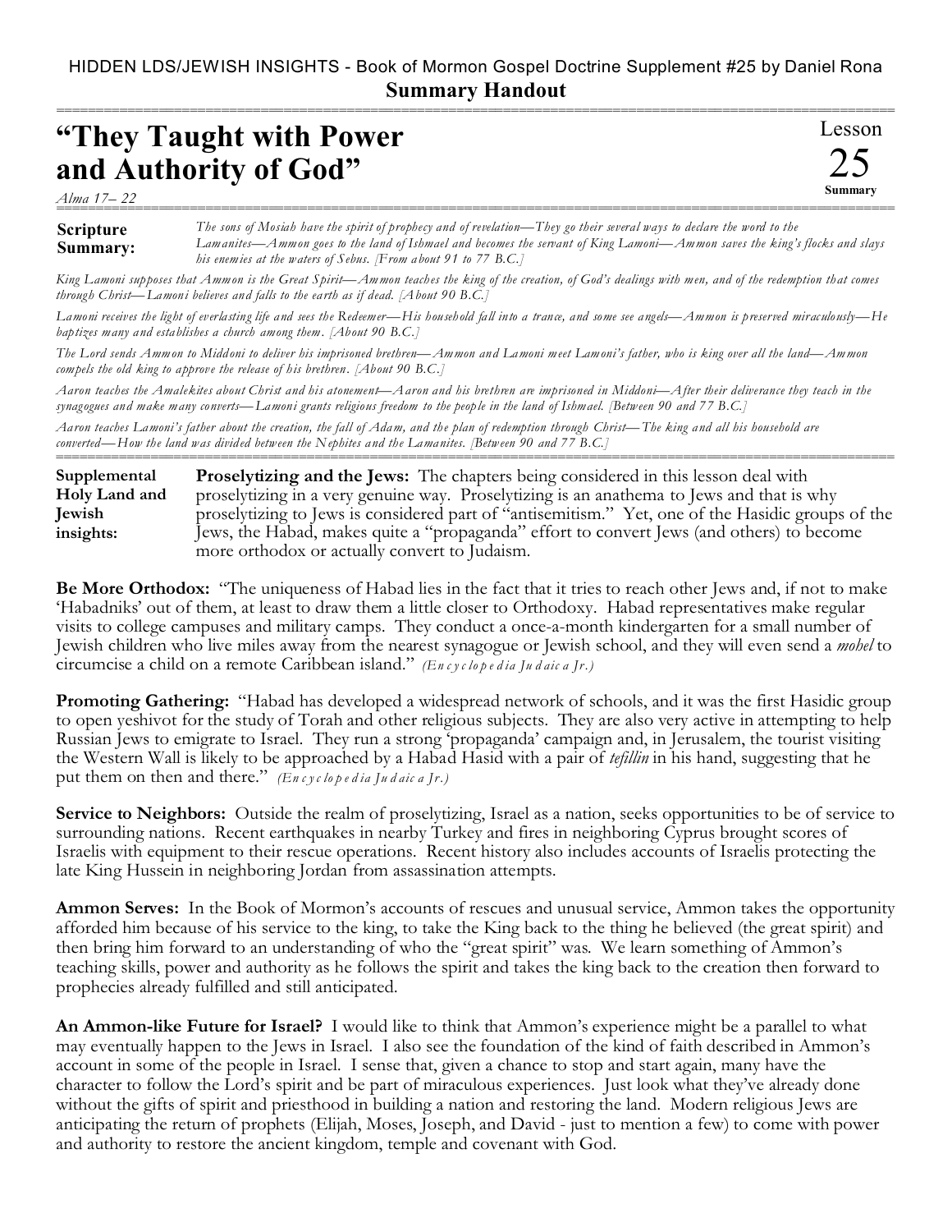HIDDEN LDS/JEWISH INSIGHTS - Book of Mormon Gospel Doctrine Supplement #25 by Daniel Rona

**Summary Handout**

# "They Taught with Power and Authority of God"

*Alma 17– 22*

Lesson 25 Summary

**Scripture Summary:** *The sons of Mosiah have the spirit of prophecy and of revelation—They go their several ways to declare the word to the Lamanites—Ammon goes to the land of Ishmael and becomes the servant of King Lamoni—Ammon saves the king's flocks and slays his enemies at the waters of Sebus. [From about 91 to 77 B.C.]*

*King Lamoni supposes that Ammon is the Great Spirit—Ammon teaches the king of the creation, of God's dealings with men, and of the redemption that comes through Christ—Lamoni believes and falls to the earth as if dead. [About 90 B.C.]*

*Lamoni receives the light of everlasting life and sees the Redeemer—His household fall into a trance, and some see angels—Ammon is preserved miraculously—He baptizes many and establishes a church among them. [About 90 B.C.]*

*The Lord sends Ammon to Middoni to deliver his imprisoned brethren—Ammon and Lamoni meet Lamoni's father, who is king over all the land—Ammon compels the old king to approve the release of his brethren. [About 90 B.C.]*

*Aaron teaches the Amalekites about Christ and his atonement—Aaron and his brethren are imprisoned in Middoni—After their deliverance they teach in the synagogues and make many converts—Lamoni grants religious freedom to the people in the land of Ishmael. [Between 90 and 77 B.C.]*

*Aaron teaches Lamoni's father about the creation, the fall of Adam, and the plan of redemption through Christ—The king and all his household are converted—How the land was divided between the Nephites and the Lamanites. [Between 90 and 77 B.C.]*

**Supplemental Holy Land and Jewish insights:** **Proselytizing and the Jews:** The chapters being considered in this lesson deal with proselytizing in a very genuine way. Proselytizing is an anathema to Jews and that is why proselytizing to Jews is considered part of "antisemitism." Yet, one of the Hasidic groups of the Jews, the Habad, makes quite a "propaganda" effort to convert Jews (and others) to become more orthodox or actually convert to Judaism.

**Be More Orthodox:** "The uniqueness of Habad lies in the fact that it tries to reach other Jews and, if not to make 'Habadniks' out of them, at least to draw them a little closer to Orthodoxy. Habad representatives make regular visits to college campuses and military camps. They conduct a once-a-month kindergarten for a small number of Jewish children who live miles away from the nearest synagogue or Jewish school, and they will even send a *mohel* to circumcise a child on a remote Caribbean island." *(Encyclopedia Judaica Jr.)*

**Promoting Gathering:** "Habad has developed a widespread network of schools, and it was the first Hasidic group to open yeshivot for the study of Torah and other religious subjects. They are also very active in attempting to help Russian Jews to emigrate to Israel. They run a strong 'propaganda' campaign and, in Jerusalem, the tourist visiting the Western Wall is likely to be approached by a Habad Hasid with a pair of *tefillin* in his hand, suggesting that he put them on then and there." *(Encyclopedia Judaica Jr.)*

**Service to Neighbors:** Outside the realm of proselytizing, Israel as a nation, seeks opportunities to be of service to surrounding nations. Recent earthquakes in nearby Turkey and fires in neighboring Cyprus brought scores of Israelis with equipment to their rescue operations. Recent history also includes accounts of Israelis protecting the late King Hussein in neighboring Jordan from assassination attempts.

**Ammon Serves:** In the Book of Mormon's accounts of rescues and unusual service, Ammon takes the opportunity afforded him because of his service to the king, to take the King back to the thing he believed (the great spirit) and then bring him forward to an understanding of who the "great spirit" was. We learn something of Ammon's teaching skills, power and authority as he follows the spirit and takes the king back to the creation then forward to prophecies already fulfilled and still anticipated.

**An Ammon-like Future for Israel?** I would like to think that Ammon's experience might be a parallel to what may eventually happen to the Jews in Israel. I also see the foundation of the kind of faith described in Ammon's account in some of the people in Israel. I sense that, given a chance to stop and start again, many have the character to follow the Lord's spirit and be part of miraculous experiences. Just look what they've already done without the gifts of spirit and priesthood in building a nation and restoring the land. Modern religious Jews are anticipating the return of prophets (Elijah, Moses, Joseph, and David - just to mention a few) to come with power and authority to restore the ancient kingdom, temple and covenant with God.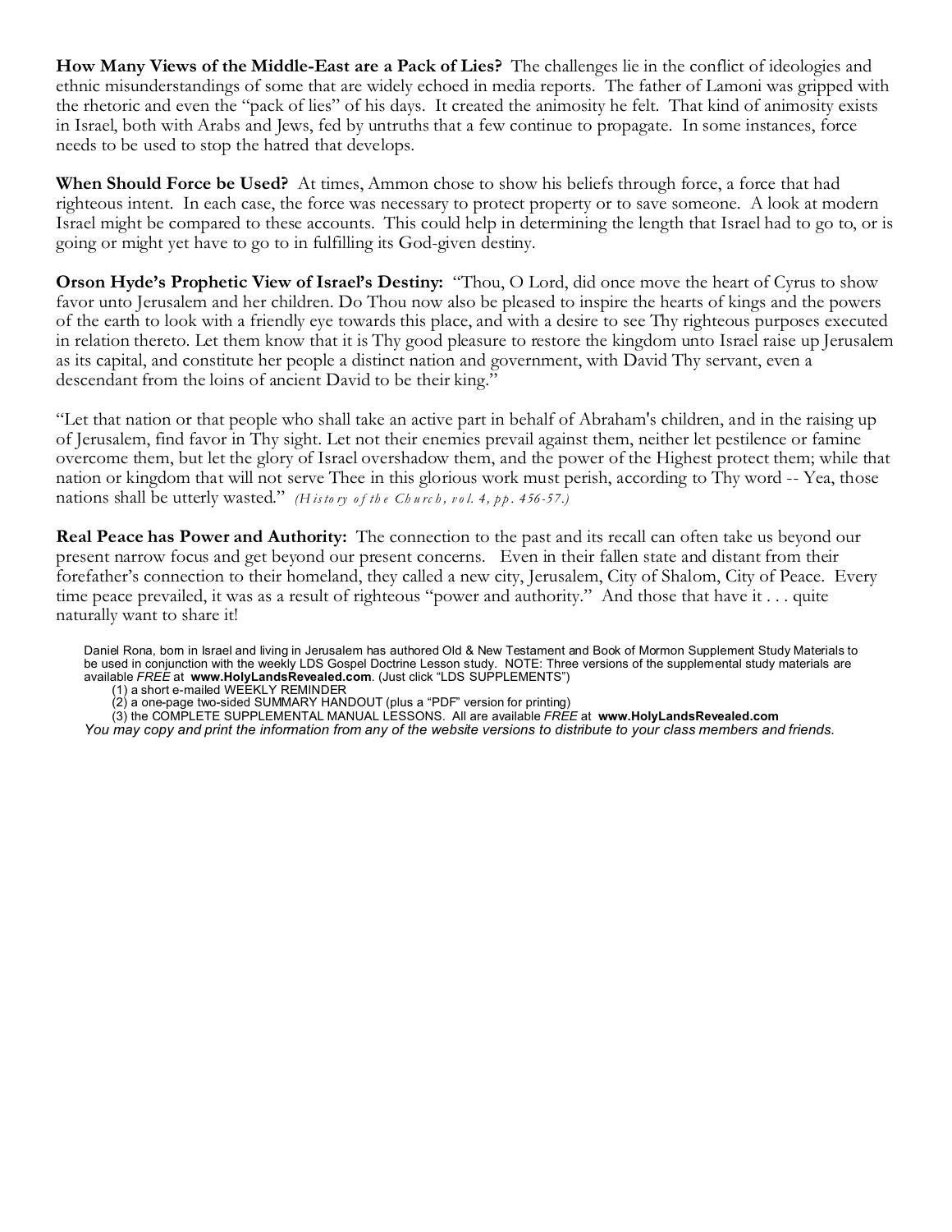**How Many Views of the Middle-East are a Pack of Lies?** The challenges lie in the conflict of ideologies and ethnic misunderstandings of some that are widely echoed in media reports. The father of Lamoni was gripped with the rhetoric and even the "pack of lies" of his days. It created the animosity he felt. That kind of animosity exists in Israel, both with Arabs and Jews, fed by untruths that a few continue to propagate. In some instances, force needs to be used to stop the hatred that develops.

**When Should Force be Used?** At times, Ammon chose to show his beliefs through force, a force that had righteous intent. In each case, the force was necessary to protect property or to save someone. A look at modern Israel might be compared to these accounts. This could help in determining the length that Israel had to go to, or is going or might yet have to go to in fulfilling its God-given destiny.

**Orson Hyde's Prophetic View of Israel's Destiny:** "Thou, O Lord, did once move the heart of Cyrus to show favor unto Jerusalem and her children. Do Thou now also be pleased to inspire the hearts of kings and the powers of the earth to look with a friendly eye towards this place, and with a desire to see Thy righteous purposes executed in relation thereto. Let them know that it is Thy good pleasure to restore the kingdom unto Israel raise up Jerusalem as its capital, and constitute her people a distinct nation and government, with David Thy servant, even a descendant from the loins of ancient David to be their king."

"Let that nation or that people who shall take an active part in behalf of Abraham's children, and in the raising up of Jerusalem, find favor in Thy sight. Let not their enemies prevail against them, neither let pestilence or famine overcome them, but let the glory of Israel overshadow them, and the power of the Highest protect them; while that nation or kingdom that will not serve Thee in this glorious work must perish, according to Thy word -- Yea, those nations shall be utterly wasted." *(History of the Church, vol. 4, pp. 456-57.)*

**Real Peace has Power and Authority:** The connection to the past and its recall can often take us beyond our present narrow focus and get beyond our present concerns. Even in their fallen state and distant from their forefather's connection to their homeland, they called a new city, Jerusalem, City of Shalom, City of Peace. Every time peace prevailed, it was as a result of righteous "power and authority." And those that have it . . . quite naturally want to share it!

Daniel Rona, born in Israel and living in Jerusalem has authored Old & New Testament and Book of Mormon Supplement Study Materials to be used in conjunction with the weekly LDS Gospel Doctrine Lesson study. NOTE: Three versions of the supplemental study materials are available *FREE* at **www.HolyLandsRevealed.com**. (Just click "LDS SUPPLEMENTS")

(1) a short e-mailed WEEKLY REMINDER
(2) a one-page two-sided SUMMARY HANDOUT (plus a "PDF" version for printing)
(3) the COMPLETE SUPPLEMENTAL MANUAL LESSONS. All are available *FREE* at **www.HolyLandsRevealed.com**

*You may copy and print the information from any of the website versions to distribute to your class members and friends.*